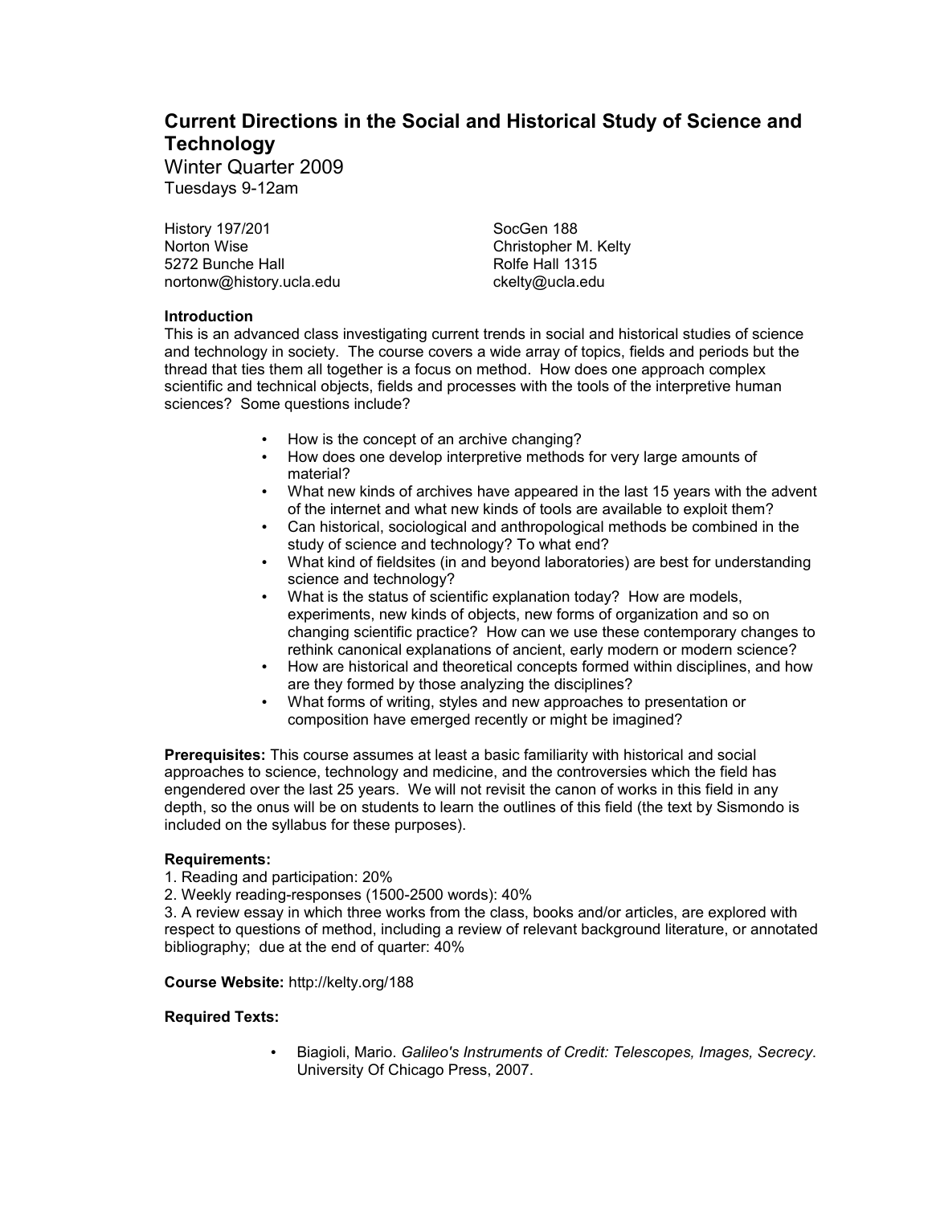# Current Directions in the Social and Historical Study of Science and Technology

Winter Quarter 2009
Tuesdays 9-12am

History 197/201
Norton Wise
5272 Bunche Hall
nortonw@history.ucla.edu

SocGen 188
Christopher M. Kelty
Rolfe Hall 1315
ckelty@ucla.edu

**Introduction**

This is an advanced class investigating current trends in social and historical studies of science and technology in society. The course covers a wide array of topics, fields and periods but the thread that ties them all together is a focus on method. How does one approach complex scientific and technical objects, fields and processes with the tools of the interpretive human sciences? Some questions include?

- How is the concept of an archive changing?
- How does one develop interpretive methods for very large amounts of material?
- What new kinds of archives have appeared in the last 15 years with the advent of the internet and what new kinds of tools are available to exploit them?
- Can historical, sociological and anthropological methods be combined in the study of science and technology? To what end?
- What kind of fieldsites (in and beyond laboratories) are best for understanding science and technology?
- What is the status of scientific explanation today? How are models, experiments, new kinds of objects, new forms of organization and so on changing scientific practice? How can we use these contemporary changes to rethink canonical explanations of ancient, early modern or modern science?
- How are historical and theoretical concepts formed within disciplines, and how are they formed by those analyzing the disciplines?
- What forms of writing, styles and new approaches to presentation or composition have emerged recently or might be imagined?

**Prerequisites:** This course assumes at least a basic familiarity with historical and social approaches to science, technology and medicine, and the controversies which the field has engendered over the last 25 years. We will not revisit the canon of works in this field in any depth, so the onus will be on students to learn the outlines of this field (the text by Sismondo is included on the syllabus for these purposes).

**Requirements:**

1. Reading and participation: 20%
2. Weekly reading-responses (1500-2500 words): 40%
3. A review essay in which three works from the class, books and/or articles, are explored with respect to questions of method, including a review of relevant background literature, or annotated bibliography; due at the end of quarter: 40%

**Course Website:** http://kelty.org/188

**Required Texts:**

- Biagioli, Mario. *Galileo's Instruments of Credit: Telescopes, Images, Secrecy*. University Of Chicago Press, 2007.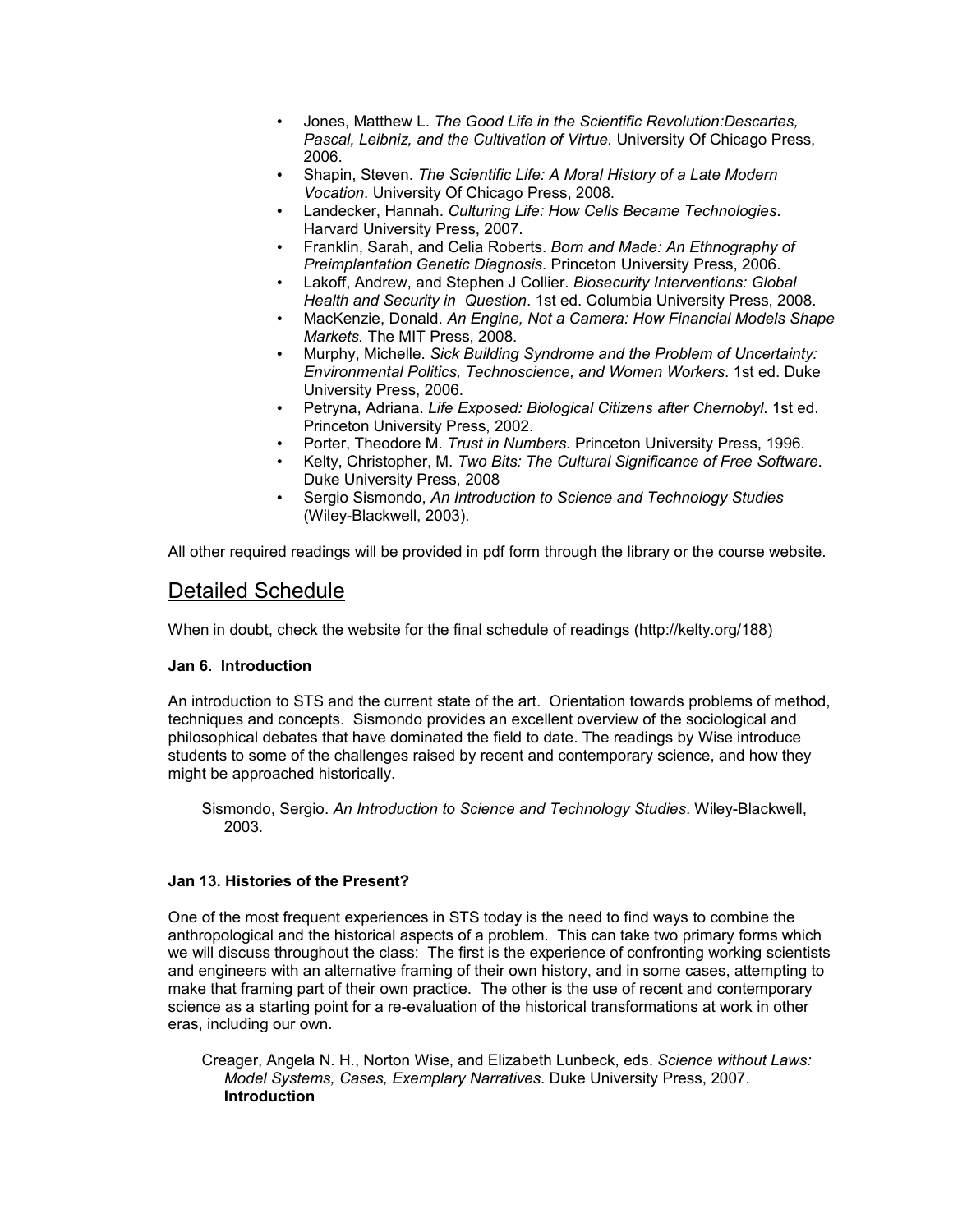- Jones, Matthew L. *The Good Life in the Scientific Revolution:Descartes, Pascal, Leibniz, and the Cultivation of Virtue.* University Of Chicago Press, 2006.
- Shapin, Steven. *The Scientific Life: A Moral History of a Late Modern Vocation*. University Of Chicago Press, 2008.
- Landecker, Hannah. *Culturing Life: How Cells Became Technologies*. Harvard University Press, 2007.
- Franklin, Sarah, and Celia Roberts. *Born and Made: An Ethnography of Preimplantation Genetic Diagnosis*. Princeton University Press, 2006.
- Lakoff, Andrew, and Stephen J Collier. *Biosecurity Interventions: Global Health and Security in Question*. 1st ed. Columbia University Press, 2008.
- MacKenzie, Donald. *An Engine, Not a Camera: How Financial Models Shape Markets.* The MIT Press, 2008.
- Murphy, Michelle. *Sick Building Syndrome and the Problem of Uncertainty: Environmental Politics, Technoscience, and Women Workers*. 1st ed. Duke University Press, 2006.
- Petryna, Adriana. *Life Exposed: Biological Citizens after Chernobyl*. 1st ed. Princeton University Press, 2002.
- Porter, Theodore M. *Trust in Numbers.* Princeton University Press, 1996.
- Kelty, Christopher, M. *Two Bits: The Cultural Significance of Free Software*. Duke University Press, 2008
- Sergio Sismondo, *An Introduction to Science and Technology Studies* (Wiley-Blackwell, 2003).

All other required readings will be provided in pdf form through the library or the course website.

## Detailed Schedule

When in doubt, check the website for the final schedule of readings (http://kelty.org/188)

**Jan 6. Introduction**

An introduction to STS and the current state of the art. Orientation towards problems of method, techniques and concepts. Sismondo provides an excellent overview of the sociological and philosophical debates that have dominated the field to date. The readings by Wise introduce students to some of the challenges raised by recent and contemporary science, and how they might be approached historically.

> Sismondo, Sergio. *An Introduction to Science and Technology Studies*. Wiley-Blackwell, 2003.

**Jan 13. Histories of the Present?**

One of the most frequent experiences in STS today is the need to find ways to combine the anthropological and the historical aspects of a problem. This can take two primary forms which we will discuss throughout the class: The first is the experience of confronting working scientists and engineers with an alternative framing of their own history, and in some cases, attempting to make that framing part of their own practice. The other is the use of recent and contemporary science as a starting point for a re-evaluation of the historical transformations at work in other eras, including our own.

> Creager, Angela N. H., Norton Wise, and Elizabeth Lunbeck, eds. *Science without Laws: Model Systems, Cases, Exemplary Narratives*. Duke University Press, 2007. **Introduction**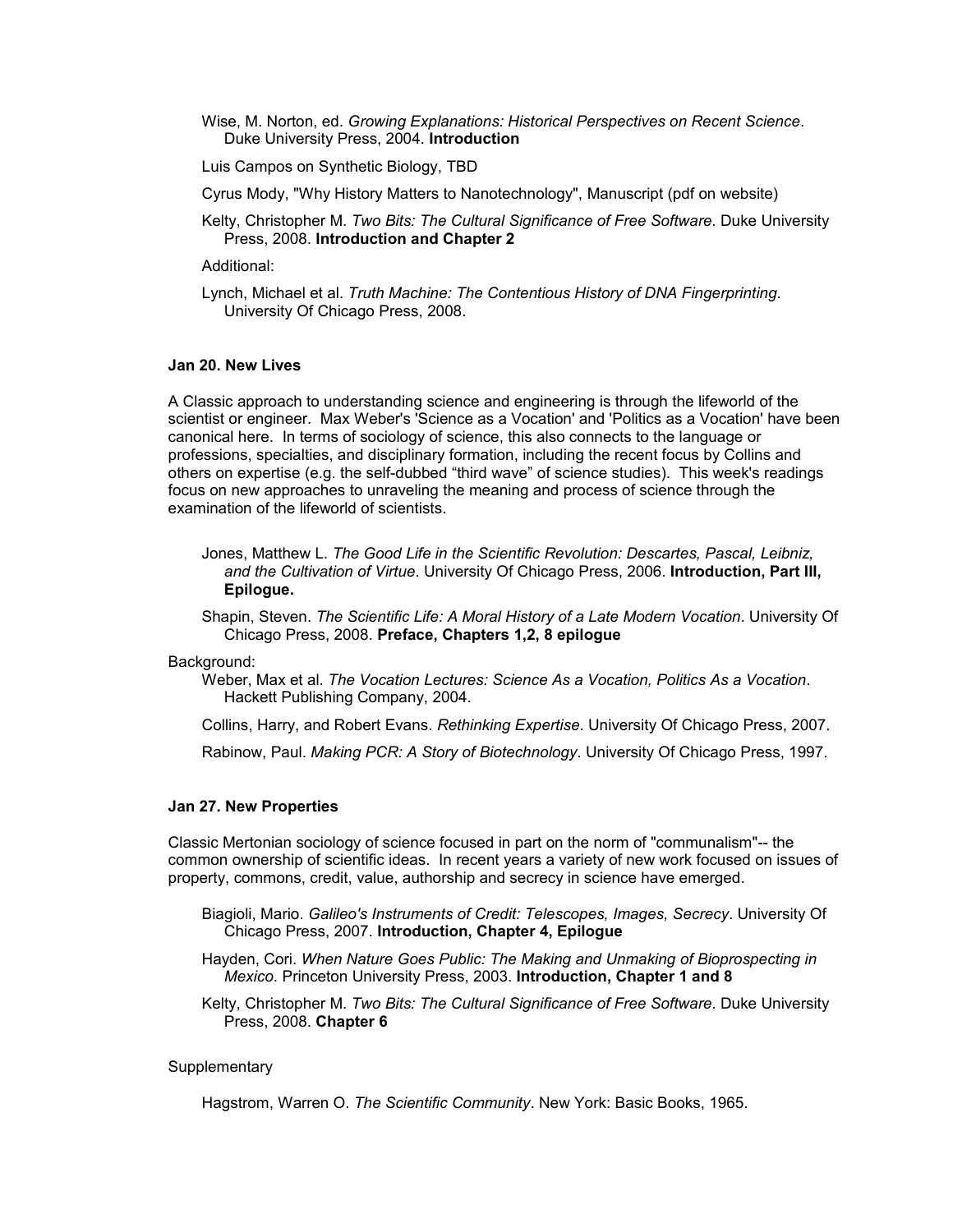Wise, M. Norton, ed. *Growing Explanations: Historical Perspectives on Recent Science*. Duke University Press, 2004. **Introduction**

Luis Campos on Synthetic Biology, TBD

Cyrus Mody, "Why History Matters to Nanotechnology", Manuscript (pdf on website)

Kelty, Christopher M. *Two Bits: The Cultural Significance of Free Software*. Duke University Press, 2008. **Introduction and Chapter 2**

Additional:

Lynch, Michael et al. *Truth Machine: The Contentious History of DNA Fingerprinting*. University Of Chicago Press, 2008.

### Jan 20. New Lives

A Classic approach to understanding science and engineering is through the lifeworld of the scientist or engineer. Max Weber's 'Science as a Vocation' and 'Politics as a Vocation' have been canonical here. In terms of sociology of science, this also connects to the language or professions, specialties, and disciplinary formation, including the recent focus by Collins and others on expertise (e.g. the self-dubbed "third wave" of science studies). This week's readings focus on new approaches to unraveling the meaning and process of science through the examination of the lifeworld of scientists.

Jones, Matthew L. *The Good Life in the Scientific Revolution: Descartes, Pascal, Leibniz, and the Cultivation of Virtue*. University Of Chicago Press, 2006. **Introduction, Part III, Epilogue.**

Shapin, Steven. *The Scientific Life: A Moral History of a Late Modern Vocation*. University Of Chicago Press, 2008. **Preface, Chapters 1,2, 8 epilogue**

Background:

Weber, Max et al. *The Vocation Lectures: Science As a Vocation, Politics As a Vocation*. Hackett Publishing Company, 2004.

Collins, Harry, and Robert Evans. *Rethinking Expertise*. University Of Chicago Press, 2007.

Rabinow, Paul. *Making PCR: A Story of Biotechnology*. University Of Chicago Press, 1997.

### Jan 27. New Properties

Classic Mertonian sociology of science focused in part on the norm of "communalism"-- the common ownership of scientific ideas. In recent years a variety of new work focused on issues of property, commons, credit, value, authorship and secrecy in science have emerged.

Biagioli, Mario. *Galileo's Instruments of Credit: Telescopes, Images, Secrecy*. University Of Chicago Press, 2007. **Introduction, Chapter 4, Epilogue**

Hayden, Cori. *When Nature Goes Public: The Making and Unmaking of Bioprospecting in Mexico*. Princeton University Press, 2003. **Introduction, Chapter 1 and 8**

Kelty, Christopher M. *Two Bits: The Cultural Significance of Free Software*. Duke University Press, 2008. **Chapter 6**

Supplementary

Hagstrom, Warren O. *The Scientific Community*. New York: Basic Books, 1965.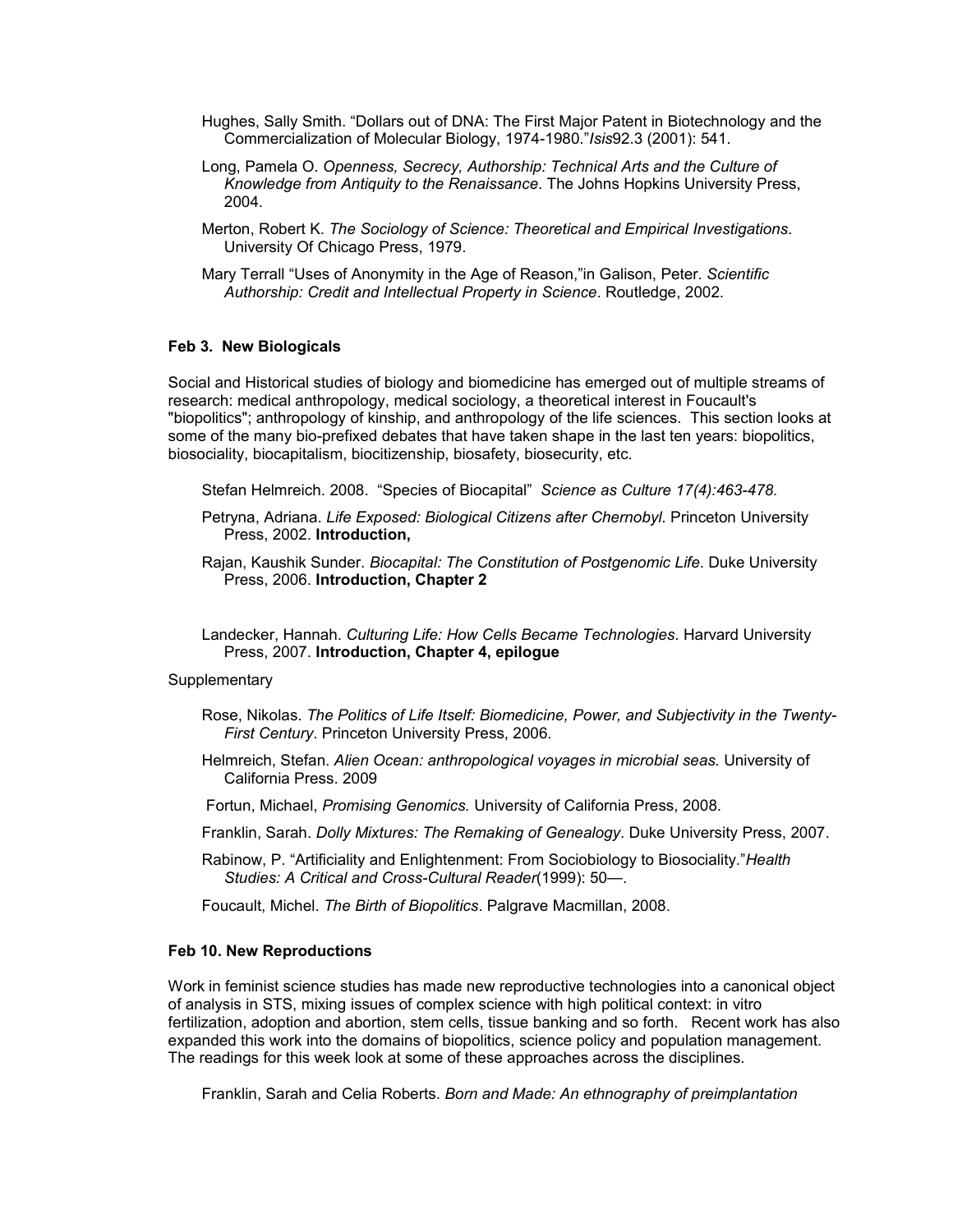Hughes, Sally Smith. "Dollars out of DNA: The First Major Patent in Biotechnology and the Commercialization of Molecular Biology, 1974-1980."*Isis*92.3 (2001): 541.

Long, Pamela O. *Openness, Secrecy, Authorship: Technical Arts and the Culture of Knowledge from Antiquity to the Renaissance*. The Johns Hopkins University Press, 2004.

Merton, Robert K. *The Sociology of Science: Theoretical and Empirical Investigations*. University Of Chicago Press, 1979.

Mary Terrall "Uses of Anonymity in the Age of Reason,"in Galison, Peter. *Scientific Authorship: Credit and Intellectual Property in Science*. Routledge, 2002.

**Feb 3. New Biologicals**

Social and Historical studies of biology and biomedicine has emerged out of multiple streams of research: medical anthropology, medical sociology, a theoretical interest in Foucault's "biopolitics"; anthropology of kinship, and anthropology of the life sciences. This section looks at some of the many bio-prefixed debates that have taken shape in the last ten years: biopolitics, biosociality, biocapitalism, biocitizenship, biosafety, biosecurity, etc.

Stefan Helmreich. 2008. "Species of Biocapital" *Science as Culture 17(4):463-478.*

Petryna, Adriana. *Life Exposed: Biological Citizens after Chernobyl*. Princeton University Press, 2002. **Introduction,**

Rajan, Kaushik Sunder. *Biocapital: The Constitution of Postgenomic Life*. Duke University Press, 2006. **Introduction, Chapter 2**

Landecker, Hannah. *Culturing Life: How Cells Became Technologies*. Harvard University Press, 2007. **Introduction, Chapter 4, epilogue**

Supplementary

Rose, Nikolas. *The Politics of Life Itself: Biomedicine, Power, and Subjectivity in the Twenty-First Century*. Princeton University Press, 2006.

Helmreich, Stefan. *Alien Ocean: anthropological voyages in microbial seas.* University of California Press. 2009

Fortun, Michael, *Promising Genomics.* University of California Press, 2008.

Franklin, Sarah. *Dolly Mixtures: The Remaking of Genealogy*. Duke University Press, 2007.

Rabinow, P. "Artificiality and Enlightenment: From Sociobiology to Biosociality."*Health Studies: A Critical and Cross-Cultural Reader*(1999): 50—.

Foucault, Michel. *The Birth of Biopolitics*. Palgrave Macmillan, 2008.

**Feb 10. New Reproductions**

Work in feminist science studies has made new reproductive technologies into a canonical object of analysis in STS, mixing issues of complex science with high political context: in vitro fertilization, adoption and abortion, stem cells, tissue banking and so forth. Recent work has also expanded this work into the domains of biopolitics, science policy and population management. The readings for this week look at some of these approaches across the disciplines.

Franklin, Sarah and Celia Roberts. *Born and Made: An ethnography of preimplantation*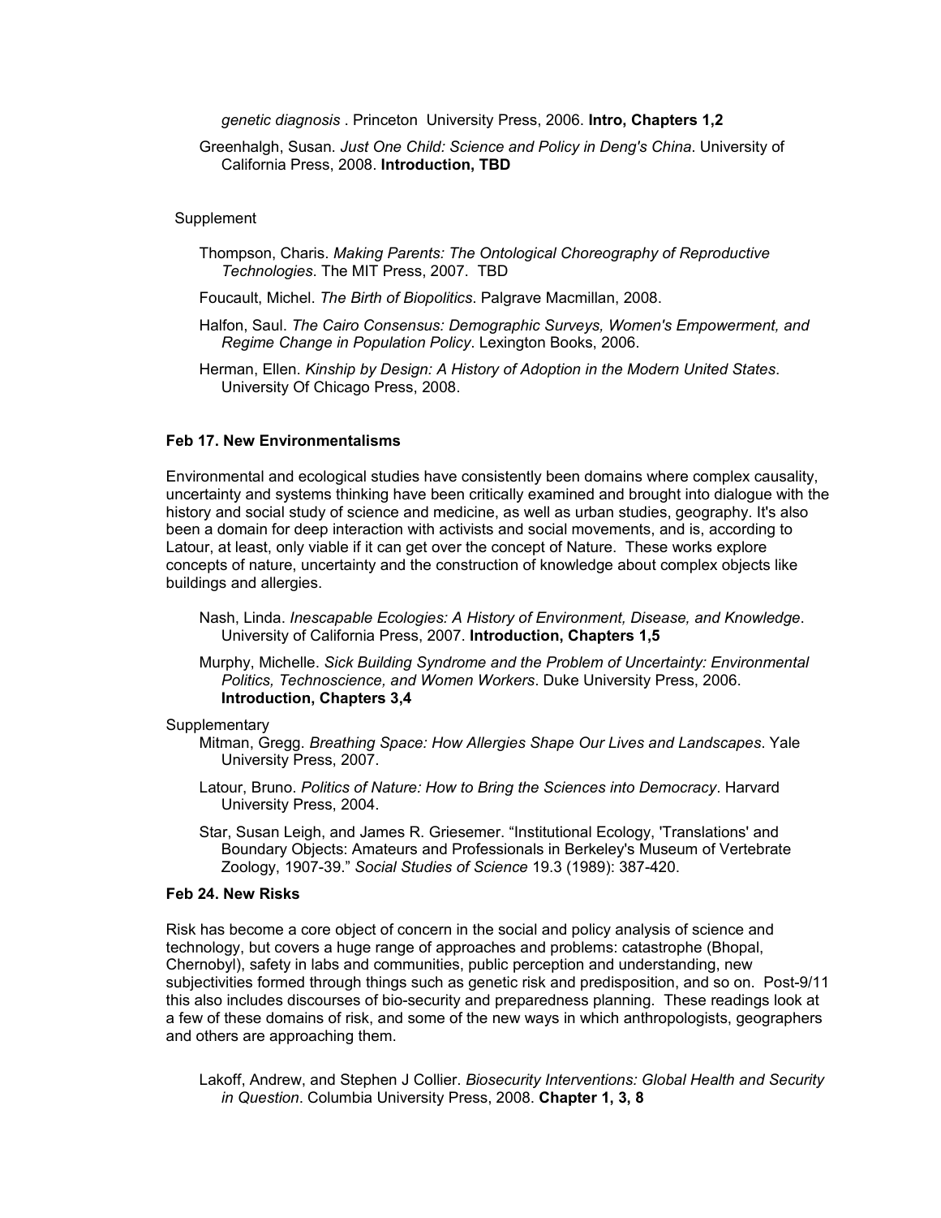*genetic diagnosis* . Princeton University Press, 2006. **Intro, Chapters 1,2**

Greenhalgh, Susan. *Just One Child: Science and Policy in Deng's China*. University of California Press, 2008. **Introduction, TBD**

Supplement

Thompson, Charis. *Making Parents: The Ontological Choreography of Reproductive Technologies*. The MIT Press, 2007. TBD

Foucault, Michel. *The Birth of Biopolitics*. Palgrave Macmillan, 2008.

Halfon, Saul. *The Cairo Consensus: Demographic Surveys, Women's Empowerment, and Regime Change in Population Policy*. Lexington Books, 2006.

Herman, Ellen. *Kinship by Design: A History of Adoption in the Modern United States*. University Of Chicago Press, 2008.

### Feb 17. New Environmentalisms

Environmental and ecological studies have consistently been domains where complex causality, uncertainty and systems thinking have been critically examined and brought into dialogue with the history and social study of science and medicine, as well as urban studies, geography. It's also been a domain for deep interaction with activists and social movements, and is, according to Latour, at least, only viable if it can get over the concept of Nature. These works explore concepts of nature, uncertainty and the construction of knowledge about complex objects like buildings and allergies.

Nash, Linda. *Inescapable Ecologies: A History of Environment, Disease, and Knowledge*. University of California Press, 2007. **Introduction, Chapters 1,5**

Murphy, Michelle. *Sick Building Syndrome and the Problem of Uncertainty: Environmental Politics, Technoscience, and Women Workers*. Duke University Press, 2006. **Introduction, Chapters 3,4**

Supplementary

Mitman, Gregg. *Breathing Space: How Allergies Shape Our Lives and Landscapes*. Yale University Press, 2007.

Latour, Bruno. *Politics of Nature: How to Bring the Sciences into Democracy*. Harvard University Press, 2004.

Star, Susan Leigh, and James R. Griesemer. "Institutional Ecology, 'Translations' and Boundary Objects: Amateurs and Professionals in Berkeley's Museum of Vertebrate Zoology, 1907-39." *Social Studies of Science* 19.3 (1989): 387-420.

### Feb 24. New Risks

Risk has become a core object of concern in the social and policy analysis of science and technology, but covers a huge range of approaches and problems: catastrophe (Bhopal, Chernobyl), safety in labs and communities, public perception and understanding, new subjectivities formed through things such as genetic risk and predisposition, and so on. Post-9/11 this also includes discourses of bio-security and preparedness planning. These readings look at a few of these domains of risk, and some of the new ways in which anthropologists, geographers and others are approaching them.

Lakoff, Andrew, and Stephen J Collier. *Biosecurity Interventions: Global Health and Security in Question*. Columbia University Press, 2008. **Chapter 1, 3, 8**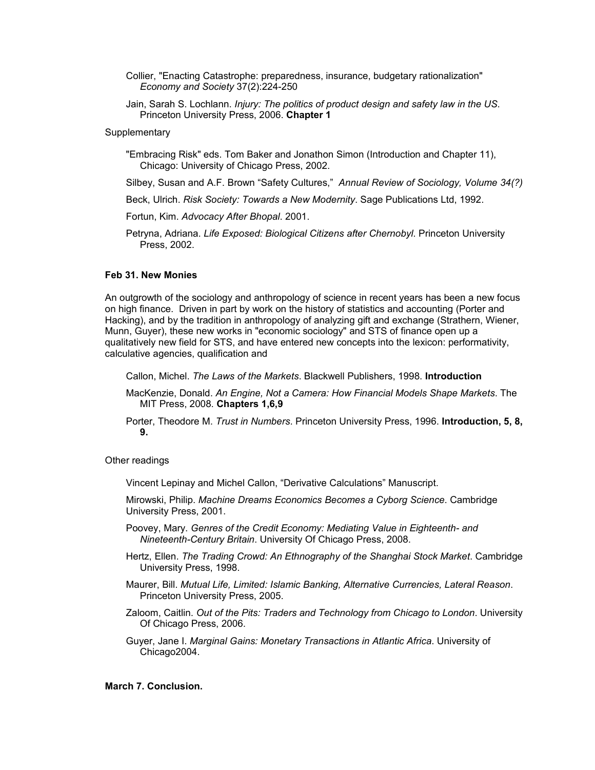Collier, "Enacting Catastrophe: preparedness, insurance, budgetary rationalization" *Economy and Society* 37(2):224-250

Jain, Sarah S. Lochlann. *Injury: The politics of product design and safety law in the US*. Princeton University Press, 2006. **Chapter 1**

Supplementary

"Embracing Risk" eds. Tom Baker and Jonathon Simon (Introduction and Chapter 11), Chicago: University of Chicago Press, 2002.

Silbey, Susan and A.F. Brown "Safety Cultures," *Annual Review of Sociology, Volume 34(?)*

Beck, Ulrich. *Risk Society: Towards a New Modernity*. Sage Publications Ltd, 1992.

Fortun, Kim. *Advocacy After Bhopal*. 2001.

Petryna, Adriana. *Life Exposed: Biological Citizens after Chernobyl*. Princeton University Press, 2002.

**Feb 31. New Monies**

An outgrowth of the sociology and anthropology of science in recent years has been a new focus on high finance. Driven in part by work on the history of statistics and accounting (Porter and Hacking), and by the tradition in anthropology of analyzing gift and exchange (Strathern, Wiener, Munn, Guyer), these new works in "economic sociology" and STS of finance open up a qualitatively new field for STS, and have entered new concepts into the lexicon: performativity, calculative agencies, qualification and

Callon, Michel. *The Laws of the Markets*. Blackwell Publishers, 1998. **Introduction**

MacKenzie, Donald. *An Engine, Not a Camera: How Financial Models Shape Markets*. The MIT Press, 2008. **Chapters 1,6,9**

Porter, Theodore M. *Trust in Numbers*. Princeton University Press, 1996. **Introduction, 5, 8, 9.**

Other readings

Vincent Lepinay and Michel Callon, "Derivative Calculations" Manuscript.

Mirowski, Philip. *Machine Dreams Economics Becomes a Cyborg Science*. Cambridge University Press, 2001.

Poovey, Mary. *Genres of the Credit Economy: Mediating Value in Eighteenth- and Nineteenth-Century Britain*. University Of Chicago Press, 2008.

Hertz, Ellen. *The Trading Crowd: An Ethnography of the Shanghai Stock Market*. Cambridge University Press, 1998.

Maurer, Bill. *Mutual Life, Limited: Islamic Banking, Alternative Currencies, Lateral Reason*. Princeton University Press, 2005.

Zaloom, Caitlin. *Out of the Pits: Traders and Technology from Chicago to London*. University Of Chicago Press, 2006.

Guyer, Jane I. *Marginal Gains: Monetary Transactions in Atlantic Africa*. University of Chicago2004.

**March 7. Conclusion.**